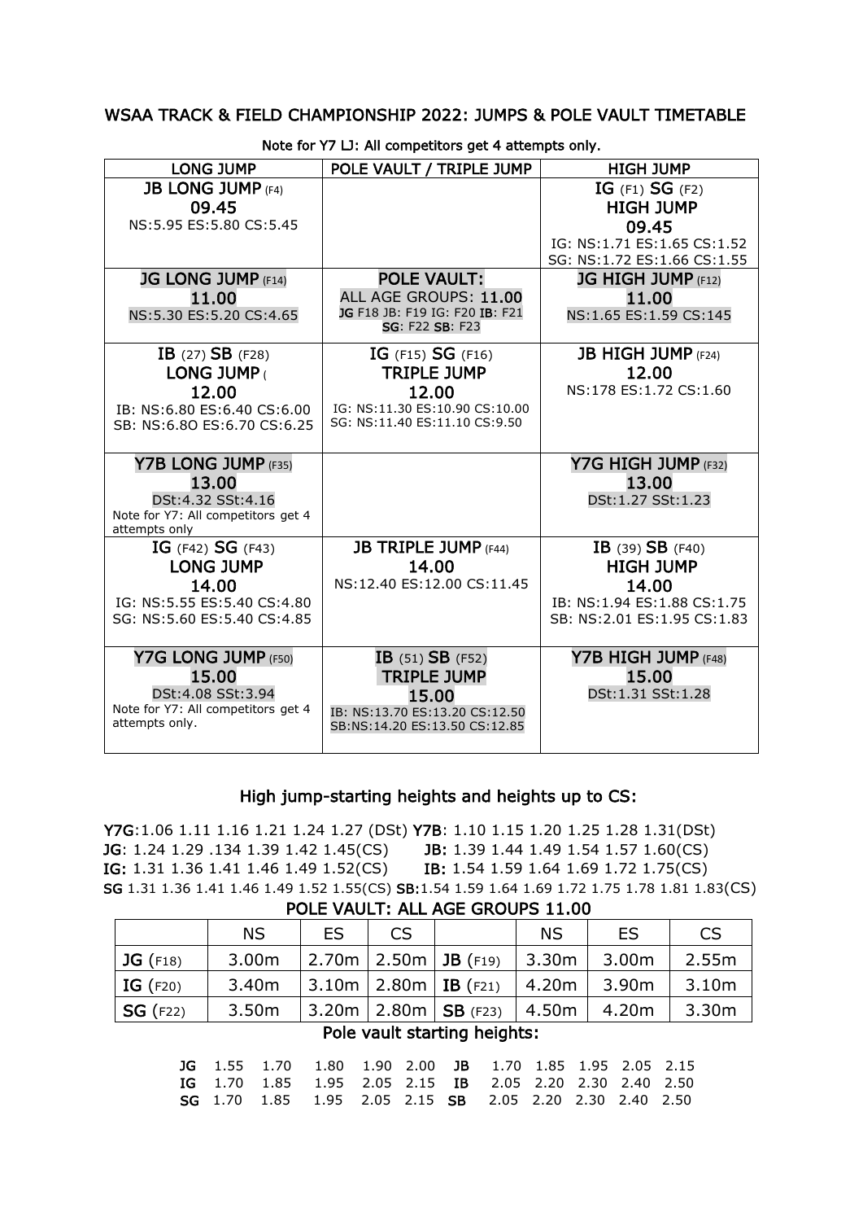# WSAA TRACK & FIELD CHAMPIONSHIP 2022: JUMPS & POLE VAULT TIMETABLE

Note for Y7 LJ: All competitors get 4 attempts only.

| LONG JUMP | POLE VAULT / TRIPLE JUMP | HIGH JUMP |
|---|---|---|
| **JB LONG JUMP** (F4)<br>**09.45**<br>NS:5.95 ES:5.80 CS:5.45 | | **IG** (F1) **SG** (F2)<br>**HIGH JUMP**<br>**09.45**<br>IG: NS:1.71 ES:1.65 CS:1.52<br>SG: NS:1.72 ES:1.66 CS:1.55 |
| **JG LONG JUMP** (F14)<br>**11.00**<br>NS:5.30 ES:5.20 CS:4.65 | **POLE VAULT:**<br>ALL AGE GROUPS: **11.00**<br>**JG** F18 JB: F19 IG: F20 **IB**: F21<br>**SG**: F22 **SB**: F23 | **JG HIGH JUMP** (F12)<br>**11.00**<br>NS:1.65 ES:1.59 CS:145 |
| **IB** (27) **SB** (F28)<br>**LONG JUMP** (<br>**12.00**<br>IB: NS:6.80 ES:6.40 CS:6.00<br>SB: NS:6.8O ES:6.70 CS:6.25 | **IG** (F15) **SG** (F16)<br>**TRIPLE JUMP**<br>**12.00**<br>IG: NS:11.30 ES:10.90 CS:10.00<br>SG: NS:11.40 ES:11.10 CS:9.50 | **JB HIGH JUMP** (F24)<br>**12.00**<br>NS:178 ES:1.72 CS:1.60 |
| **Y7B LONG JUMP** (F35)<br>**13.00**<br>DSt:4.32 SSt:4.16<br>Note for Y7: All competitors get 4 attempts only | | **Y7G HIGH JUMP** (F32)<br>**13.00**<br>DSt:1.27 SSt:1.23 |
| **IG** (F42) **SG** (F43)<br>**LONG JUMP**<br>**14.00**<br>IG: NS:5.55 ES:5.40 CS:4.80<br>SG: NS:5.60 ES:5.40 CS:4.85 | **JB TRIPLE JUMP** (F44)<br>**14.00**<br>NS:12.40 ES:12.00 CS:11.45 | **IB** (39) **SB** (F40)<br>**HIGH JUMP**<br>**14.00**<br>IB: NS:1.94 ES:1.88 CS:1.75<br>SB: NS:2.01 ES:1.95 CS:1.83 |
| **Y7G LONG JUMP** (F50)<br>**15.00**<br>DSt:4.08 SSt:3.94<br>Note for Y7: All competitors get 4 attempts only. | **IB** (51) **SB** (F52)<br>**TRIPLE JUMP**<br>**15.00**<br>IB: NS:13.70 ES:13.20 CS:12.50<br>SB:NS:14.20 ES:13.50 CS:12.85 | **Y7B HIGH JUMP** (F48)<br>**15.00**<br>DSt:1.31 SSt:1.28 |

## High jump-starting heights and heights up to CS:

**Y7G**:1.06 1.11 1.16 1.21 1.24 1.27 (DSt) **Y7B**: 1.10 1.15 1.20 1.25 1.28 1.31(DSt)
**JG**: 1.24 1.29 .134 1.39 1.42 1.45(CS) **JB:** 1.39 1.44 1.49 1.54 1.57 1.60(CS)
**IG:** 1.31 1.36 1.41 1.46 1.49 1.52(CS) **IB:** 1.54 1.59 1.64 1.69 1.72 1.75(CS)
**SG** 1.31 1.36 1.41 1.46 1.49 1.52 1.55(CS) **SB**:1.54 1.59 1.64 1.69 1.72 1.75 1.78 1.81 1.83(CS)

## POLE VAULT: ALL AGE GROUPS 11.00

| | NS | ES | CS | | NS | ES | CS |
|---|---|---|---|---|---|---|---|
| **JG** (F18) | 3.00m | 2.70m | 2.50m | **JB** (F19) | 3.30m | 3.00m | 2.55m |
| **IG** (F20) | 3.40m | 3.10m | 2.80m | **IB** (F21) | 4.20m | 3.90m | 3.10m |
| **SG** (F22) | 3.50m | 3.20m | 2.80m | **SB** (F23) | 4.50m | 4.20m | 3.30m |

## Pole vault starting heights:

| | | | | | | | | | | |
|---|---|---|---|---|---|---|---|---|---|---|
| **JG** | 1.55 | 1.70 | 1.80 | 1.90 | 2.00 | **JB** | 1.70 | 1.85 | 1.95 | 2.05 | 2.15 |
| **IG** | 1.70 | 1.85 | 1.95 | 2.05 | 2.15 | **IB** | 2.05 | 2.20 | 2.30 | 2.40 | 2.50 |
| **SG** | 1.70 | 1.85 | 1.95 | 2.05 | 2.15 | **SB** | 2.05 | 2.20 | 2.30 | 2.40 | 2.50 |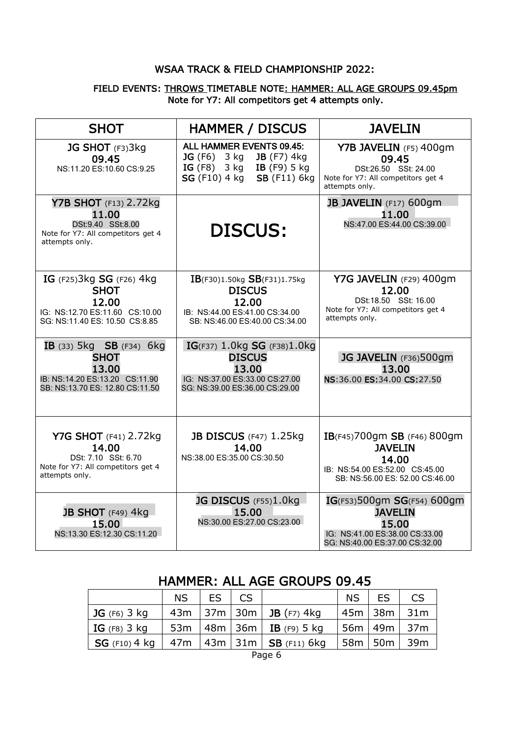## WSAA TRACK & FIELD CHAMPIONSHIP 2022:

### FIELD EVENTS: THROWS TIMETABLE NOTE: HAMMER: ALL AGE GROUPS 09.45pm

**Note for Y7: All competitors get 4 attempts only.**

| SHOT | HAMMER / DISCUS | JAVELIN |
| --- | --- | --- |
| **JG SHOT** (F3)3kg<br>**09.45**<br>NS:11.20 ES:10.60 CS:9.25 | **ALL HAMMER EVENTS 09.45:**<br>**JG** (F6) 3 kg **JB** (F7) 4kg<br>**IG** (F8) 3 kg **IB** (F9) 5 kg<br>**SG** (F10) 4 kg **SB** (F11) 6kg | **Y7B JAVELIN** (F5) 400gm<br>**09.45**<br>DSt:26.50 SSt: 24.00<br>Note for Y7: All competitors get 4 attempts only. |
| **Y7B SHOT** (F13) 2.72kg<br>**11.00**<br>DSt:9.40 SSt:8.00<br>Note for Y7: All competitors get 4 attempts only. | DISCUS: | **JB JAVELIN** (F17) 600gm<br>**11.00**<br>NS:47.00 ES:44.00 CS:39.00 |
| **IG** (F25)3kg **SG** (F26) 4kg<br>**SHOT**<br>**12.00**<br>IG: NS:12.70 ES:11.60 CS:10.00<br>SG: NS:11.40 ES: 10.50 CS:8.85 | **IB**(F30)1.50kg **SB**(F31)1.75kg<br>**DISCUS**<br>**12.00**<br>IB: NS:44.00 ES:41.00 CS:34.00<br>SB: NS:46.00 ES:40.00 CS:34.00 | **Y7G JAVELIN** (F29) 400gm<br>**12.00**<br>DSt:18.50 SSt: 16.00<br>Note for Y7: All competitors get 4 attempts only. |
| **IB** (33) 5kg **SB** (F34) 6kg<br>**SHOT**<br>**13.00**<br>IB: NS:14.20 ES:13.20 CS:11.90<br>SB: NS:13.70 ES: 12.80 CS:11.50 | **IG**(F37) 1.0kg **SG** (F38)1.0kg<br>**DISCUS**<br>**13.00**<br>IG: NS:37.00 ES:33.00 CS:27.00<br>SG: NS:39.00 ES:36.00 CS:29.00 | **JG JAVELIN** (F36)500gm<br>**13.00**<br>**NS**:36.00 **ES**:34.00 **CS**:27.50 |
| **Y7G SHOT** (F41) 2.72kg<br>**14.00**<br>DSt: 7.10 SSt: 6.70<br>Note for Y7: All competitors get 4 attempts only. | **JB DISCUS** (F47) 1.25kg<br>**14.00**<br>NS:38.00 ES:35.00 CS:30.50 | **IB**(F45)700gm **SB** (F46) 800gm<br>**JAVELIN**<br>**14.00**<br>IB: NS:54.00 ES:52.00 CS:45.00<br>SB: NS:56.00 ES: 52.00 CS:46.00 |
| **JB SHOT** (F49) 4kg<br>**15.00**<br>NS:13.30 ES:12.30 CS:11.20 | **JG DISCUS** (F55)1.0kg<br>**15.00**<br>NS:30.00 ES:27.00 CS:23.00 | **IG**(F53)500gm **SG**(F54) 600gm<br>**JAVELIN**<br>**15.00**<br>IG: NS:41.00 ES:38.00 CS:33.00<br>SG: NS:40.00 ES:37.00 CS:32.00 |

## HAMMER: ALL AGE GROUPS 09.45

| | NS | ES | CS | | NS | ES | CS |
| --- | --- | --- | --- | --- | --- | --- | --- |
| **JG** (F6) 3 kg | 43m | 37m | 30m | **JB** (F7) 4kg | 45m | 38m | 31m |
| **IG** (F8) 3 kg | 53m | 48m | 36m | **IB** (F9) 5 kg | 56m | 49m | 37m |
| **SG** (F10) 4 kg | 47m | 43m | 31m | **SB** (F11) 6kg | 58m | 50m | 39m |